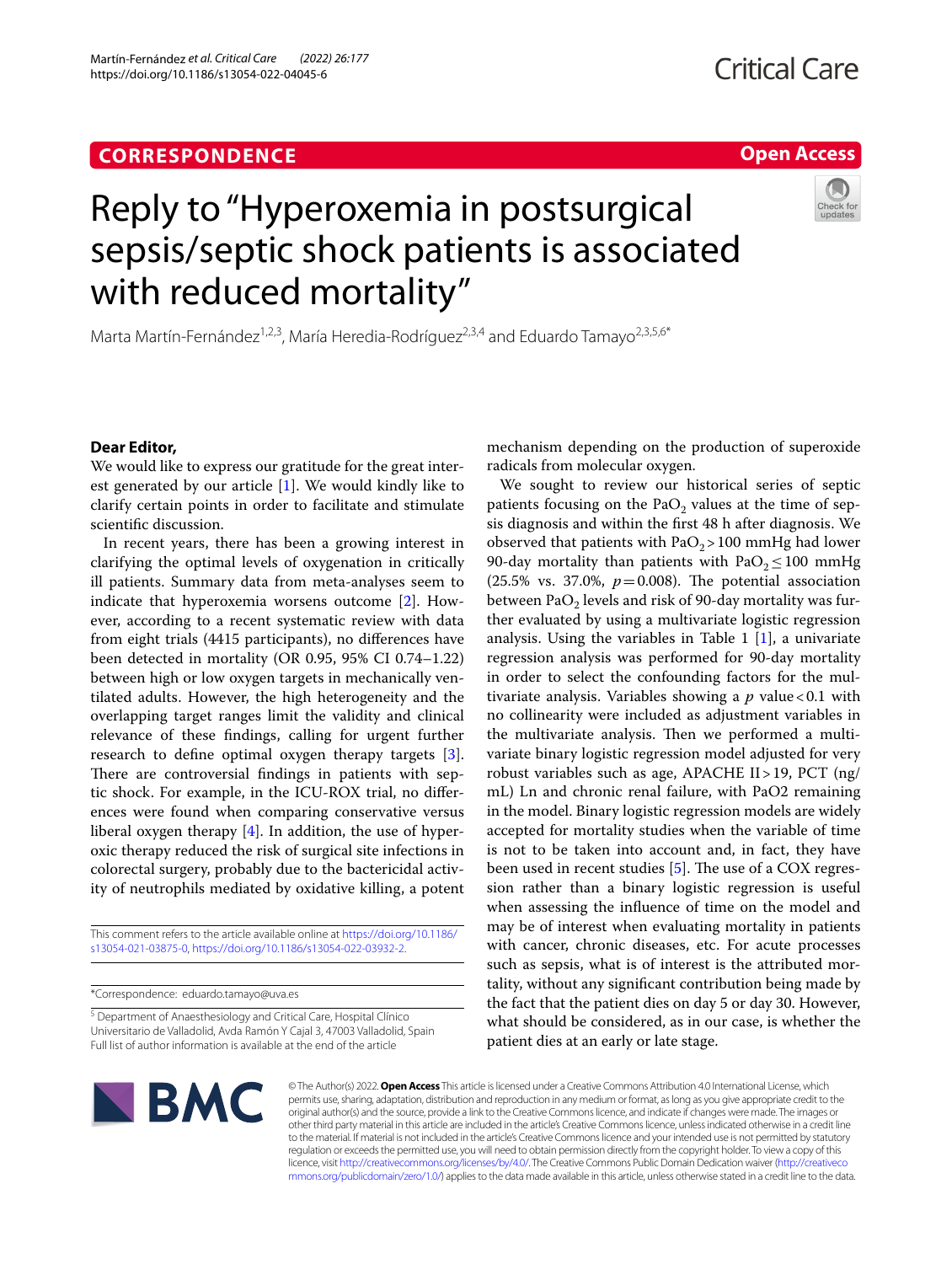CORRESPONDENCE

Open Access

# Reply to "Hyperoxemia in postsurgical sepsis/septic shock patients is associated with reduced mortality"

Marta Martín-Fernández[1,2,3], María Heredia-Rodríguez[2,3,4] and Eduardo Tamayo[2,3,5,6*]

**Dear Editor,**

We would like to express our gratitude for the great interest generated by our article [1]. We would kindly like to clarify certain points in order to facilitate and stimulate scientific discussion.

In recent years, there has been a growing interest in clarifying the optimal levels of oxygenation in critically ill patients. Summary data from meta-analyses seem to indicate that hyperoxemia worsens outcome [2]. However, according to a recent systematic review with data from eight trials (4415 participants), no differences have been detected in mortality (OR 0.95, 95% CI 0.74–1.22) between high or low oxygen targets in mechanically ventilated adults. However, the high heterogeneity and the overlapping target ranges limit the validity and clinical relevance of these findings, calling for urgent further research to define optimal oxygen therapy targets [3]. There are controversial findings in patients with septic shock. For example, in the ICU-ROX trial, no differences were found when comparing conservative versus liberal oxygen therapy [4]. In addition, the use of hyperoxic therapy reduced the risk of surgical site infections in colorectal surgery, probably due to the bactericidal activity of neutrophils mediated by oxidative killing, a potent mechanism depending on the production of superoxide radicals from molecular oxygen.

We sought to review our historical series of septic patients focusing on the $PaO_2$ values at the time of sepsis diagnosis and within the first 48 h after diagnosis. We observed that patients with $PaO_2 > 100$ mmHg had lower 90-day mortality than patients with $PaO_2 \leq 100$ mmHg (25.5% vs. 37.0%, $p = 0.008$). The potential association between $PaO_2$ levels and risk of 90-day mortality was further evaluated by using a multivariate logistic regression analysis. Using the variables in Table 1 [1], a univariate regression analysis was performed for 90-day mortality in order to select the confounding factors for the multivariate analysis. Variables showing a $p$ value < 0.1 with no collinearity were included as adjustment variables in the multivariate analysis. Then we performed a multivariate binary logistic regression model adjusted for very robust variables such as age, APACHE II > 19, PCT (ng/mL) Ln and chronic renal failure, with PaO2 remaining in the model. Binary logistic regression models are widely accepted for mortality studies when the variable of time is not to be taken into account and, in fact, they have been used in recent studies [5]. The use of a COX regression rather than a binary logistic regression is useful when assessing the influence of time on the model and may be of interest when evaluating mortality in patients with cancer, chronic diseases, etc. For acute processes such as sepsis, what is of interest is the attributed mortality, without any significant contribution being made by the fact that the patient dies on day 5 or day 30. However, what should be considered, as in our case, is whether the patient dies at an early or late stage.

This comment refers to the article available online at https://doi.org/10.1186/s13054-021-03875-0, https://doi.org/10.1186/s13054-022-03932-2.

*Correspondence: eduardo.tamayo@uva.es

[5] Department of Anaesthesiology and Critical Care, Hospital Clínico Universitario de Valladolid, Avda Ramón Y Cajal 3, 47003 Valladolid, Spain
Full list of author information is available at the end of the article

© The Author(s) 2022. **Open Access** This article is licensed under a Creative Commons Attribution 4.0 International License, which permits use, sharing, adaptation, distribution and reproduction in any medium or format, as long as you give appropriate credit to the original author(s) and the source, provide a link to the Creative Commons licence, and indicate if changes were made. The images or other third party material in this article are included in the article's Creative Commons licence, unless indicated otherwise in a credit line to the material. If material is not included in the article's Creative Commons licence and your intended use is not permitted by statutory regulation or exceeds the permitted use, you will need to obtain permission directly from the copyright holder. To view a copy of this licence, visit http://creativecommons.org/licenses/by/4.0/. The Creative Commons Public Domain Dedication waiver (http://creativecommons.org/publicdomain/zero/1.0/) applies to the data made available in this article, unless otherwise stated in a credit line to the data.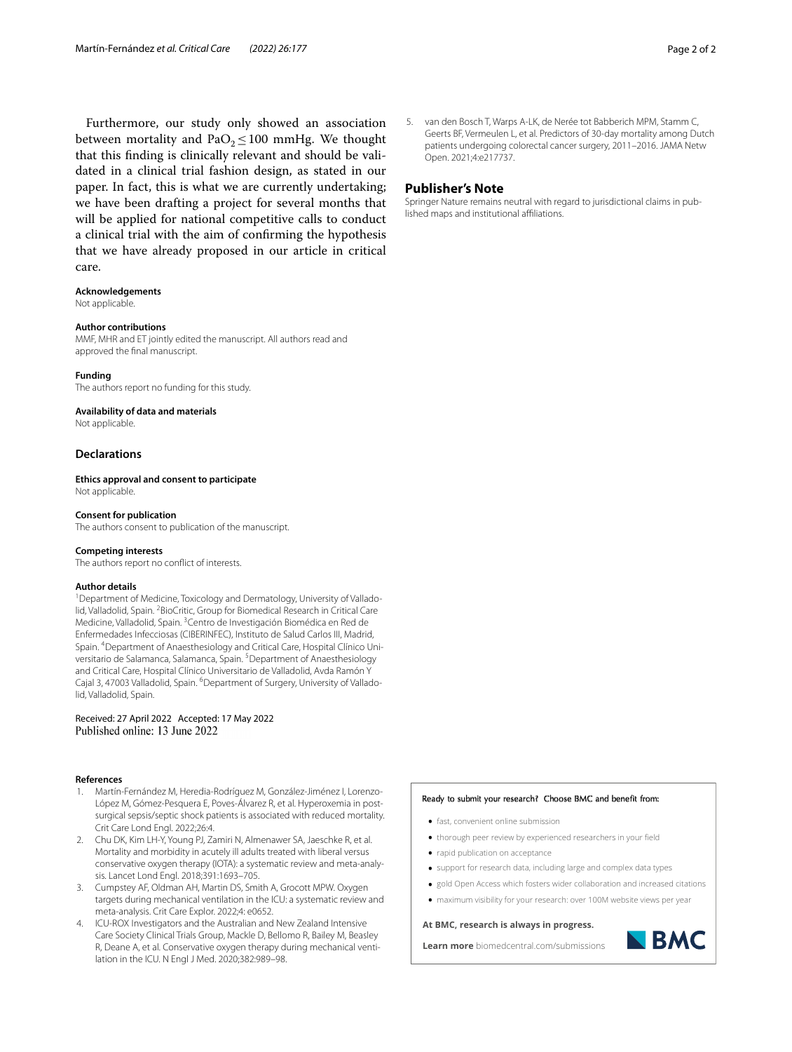Furthermore, our study only showed an association between mortality and $PaO_2 \leq 100$ mmHg. We thought that this finding is clinically relevant and should be validated in a clinical trial fashion design, as stated in our paper. In fact, this is what we are currently undertaking; we have been drafting a project for several months that will be applied for national competitive calls to conduct a clinical trial with the aim of confirming the hypothesis that we have already proposed in our article in critical care.

**Acknowledgements**
Not applicable.

**Author contributions**
MMF, MHR and ET jointly edited the manuscript. All authors read and approved the final manuscript.

**Funding**
The authors report no funding for this study.

**Availability of data and materials**
Not applicable.

## Declarations

**Ethics approval and consent to participate**
Not applicable.

**Consent for publication**
The authors consent to publication of the manuscript.

**Competing interests**
The authors report no conflict of interests.

**Author details**
[1]Department of Medicine, Toxicology and Dermatology, University of Valladolid, Valladolid, Spain. [2]BioCritic, Group for Biomedical Research in Critical Care Medicine, Valladolid, Spain. [3]Centro de Investigación Biomédica en Red de Enfermedades Infecciosas (CIBERINFEC), Instituto de Salud Carlos III, Madrid, Spain. [4]Department of Anaesthesiology and Critical Care, Hospital Clínico Universitario de Salamanca, Salamanca, Spain. [5]Department of Anaesthesiology and Critical Care, Hospital Clínico Universitario de Valladolid, Avda Ramón Y Cajal 3, 47003 Valladolid, Spain. [6]Department of Surgery, University of Valladolid, Valladolid, Spain.

Received: 27 April 2022 Accepted: 17 May 2022
Published online: 13 June 2022

**References**

1. Martín-Fernández M, Heredia-Rodríguez M, González-Jiménez I, Lorenzo-López M, Gómez-Pesquera E, Poves-Álvarez R, et al. Hyperoxemia in post-surgical sepsis/septic shock patients is associated with reduced mortality. Crit Care Lond Engl. 2022;26:4.
2. Chu DK, Kim LH-Y, Young PJ, Zamiri N, Almenawer SA, Jaeschke R, et al. Mortality and morbidity in acutely ill adults treated with liberal versus conservative oxygen therapy (IOTA): a systematic review and meta-analysis. Lancet Lond Engl. 2018;391:1693–705.
3. Cumpstey AF, Oldman AH, Martin DS, Smith A, Grocott MPW. Oxygen targets during mechanical ventilation in the ICU: a systematic review and meta-analysis. Crit Care Explor. 2022;4: e0652.
4. ICU-ROX Investigators and the Australian and New Zealand Intensive Care Society Clinical Trials Group, Mackle D, Bellomo R, Bailey M, Beasley R, Deane A, et al. Conservative oxygen therapy during mechanical ventilation in the ICU. N Engl J Med. 2020;382:989–98.
5. van den Bosch T, Warps A-LK, de Nerée tot Babberich MPM, Stamm C, Geerts BF, Vermeulen L, et al. Predictors of 30-day mortality among Dutch patients undergoing colorectal cancer surgery, 2011–2016. JAMA Netw Open. 2021;4:e217737.

## Publisher's Note

Springer Nature remains neutral with regard to jurisdictional claims in published maps and institutional affiliations.

Ready to submit your research? Choose BMC and benefit from:

- fast, convenient online submission
- thorough peer review by experienced researchers in your field
- rapid publication on acceptance
- support for research data, including large and complex data types
- gold Open Access which fosters wider collaboration and increased citations
- maximum visibility for your research: over 100M website views per year

**At BMC, research is always in progress.**

**Learn more** biomedcentral.com/submissions

BMC